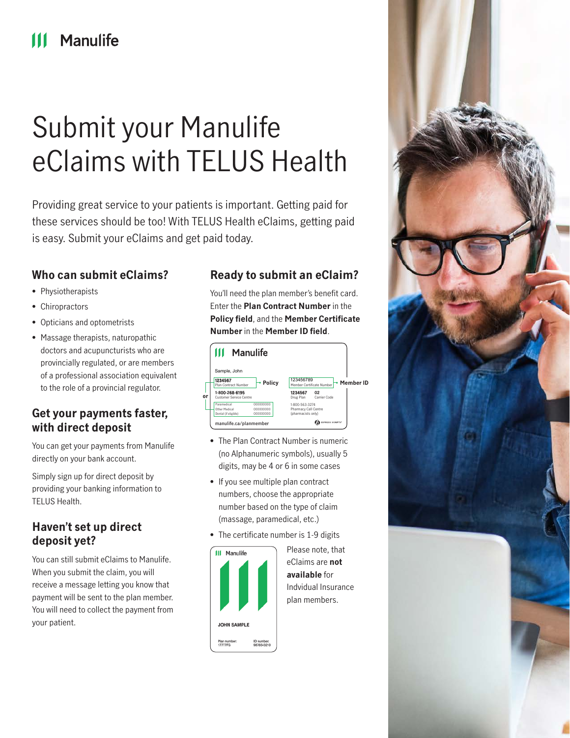# Submit your Manulife eClaims with TELUS Health

Providing great service to your patients is important. Getting paid for these services should be too! With TELUS Health eClaims, getting paid is easy. Submit your eClaims and get paid today.

## Who can submit eClaims?

- Physiotherapists
- Chiropractors
- Opticians and optometrists
- Massage therapists, naturopathic doctors and acupuncturists who are provincially regulated, or are members of a professional association equivalent to the role of a provincial regulator.

## Get your payments faster, with direct deposit

You can get your payments from Manulife directly on your bank account.

Simply sign up for direct deposit by providing your banking information to TELUS Health.

## Haven't set up direct deposit yet?

You can still submit eClaims to Manulife. When you submit the claim, you will receive a message letting you know that payment will be sent to the plan member. You will need to collect the payment from your patient.

## Ready to submit an eClaim?

You'll need the plan member's benefit card. Enter the **Plan Contract Number** in the **Policy field**, and the **Member Certificate Number** in the **Member ID field**.

- The Plan Contract Number is numeric (no Alphanumeric symbols), usually 5 digits, may be 4 or 6 in some cases
- If you see multiple plan contract numbers, choose the appropriate number based on the type of claim (massage, paramedical, etc.)
- The certificate number is 1-9 digits

Please note, that eClaims are **not available** for Indvidual Insurance plan members.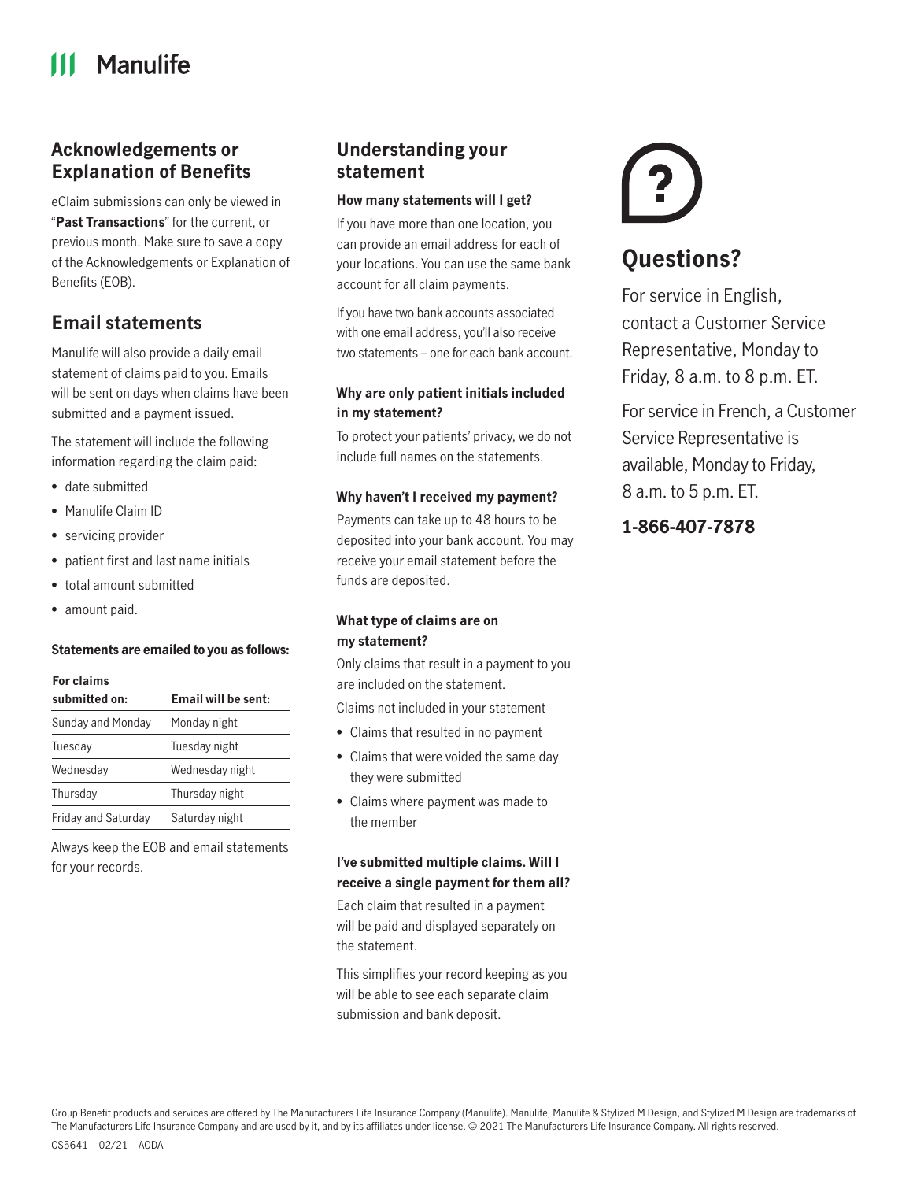## Acknowledgements or Explanation of Benefits

eClaim submissions can only be viewed in "**Past Transactions**" for the current, or previous month. Make sure to save a copy of the Acknowledgements or Explanation of Benefits (EOB).

## Email statements

Manulife will also provide a daily email statement of claims paid to you. Emails will be sent on days when claims have been submitted and a payment issued.

The statement will include the following information regarding the claim paid:

- date submitted
- Manulife Claim ID
- servicing provider
- patient first and last name initials
- total amount submitted
- amount paid.

**Statements are emailed to you as follows:**

| For claims submitted on: | Email will be sent: |
| --- | --- |
| Sunday and Monday | Monday night |
| Tuesday | Tuesday night |
| Wednesday | Wednesday night |
| Thursday | Thursday night |
| Friday and Saturday | Saturday night |

Always keep the EOB and email statements for your records.

## Understanding your statement

**How many statements will I get?**

If you have more than one location, you can provide an email address for each of your locations. You can use the same bank account for all claim payments.

If you have two bank accounts associated with one email address, you'll also receive two statements – one for each bank account.

**Why are only patient initials included in my statement?**

To protect your patients' privacy, we do not include full names on the statements.

**Why haven't I received my payment?**

Payments can take up to 48 hours to be deposited into your bank account. You may receive your email statement before the funds are deposited.

**What type of claims are on my statement?**

Only claims that result in a payment to you are included on the statement.

Claims not included in your statement

- Claims that resulted in no payment
- Claims that were voided the same day they were submitted
- Claims where payment was made to the member

**I've submitted multiple claims. Will I receive a single payment for them all?**

Each claim that resulted in a payment will be paid and displayed separately on the statement.

This simplifies your record keeping as you will be able to see each separate claim submission and bank deposit.

## Questions?

For service in English, contact a Customer Service Representative, Monday to Friday, 8 a.m. to 8 p.m. ET.

For service in French, a Customer Service Representative is available, Monday to Friday, 8 a.m. to 5 p.m. ET.

**1-866-407-7878**

Group Benefit products and services are offered by The Manufacturers Life Insurance Company (Manulife). Manulife, Manulife & Stylized M Design, and Stylized M Design are trademarks of The Manufacturers Life Insurance Company and are used by it, and by its affiliates under license. © 2021 The Manufacturers Life Insurance Company. All rights reserved.

CS5641 02/21 AODA